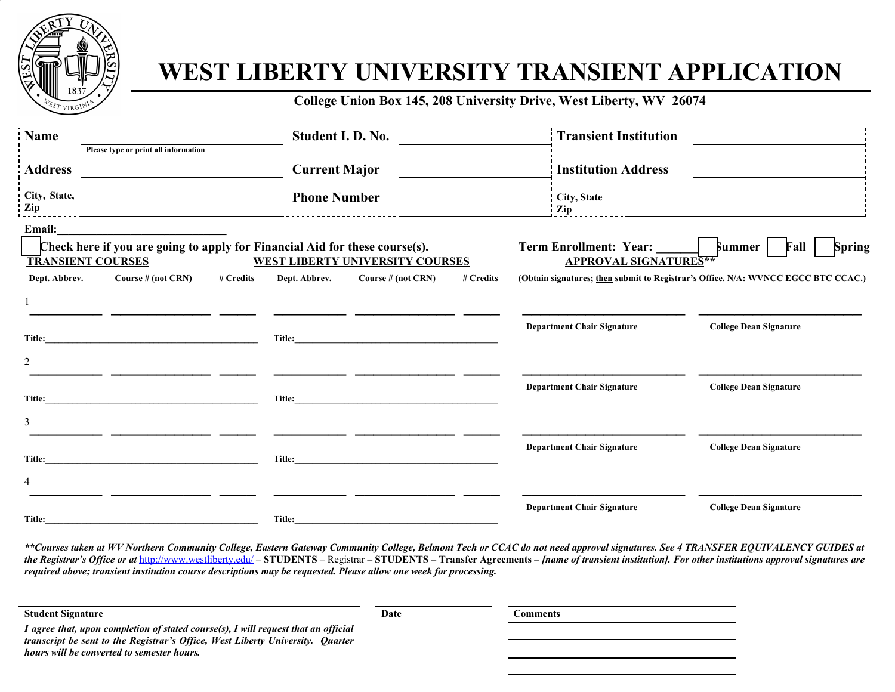# WEST LIBERTY UNIVERSITY TRANSIENT APPLICATION

**College Union Box 145, 208 University Drive, West Liberty, WV 26074**

| | | | | | |
|---|---|---|---|---|---|
| **Name** | ______________________ *Please type or print all information* | **Student I. D. No.** | ______________________ | **Transient Institution** | ______________________ |
| **Address** | ______________________ | **Current Major** | ______________________ | **Institution Address** | ______________________ |
| **City, State, Zip** | ______________________ | **Phone Number** | ______________________ | **City, State Zip** | ______________________ |

**Email:**____________________________

☐ **Check here if you are going to apply for Financial Aid for these course(s).**

**Term Enrollment: Year:** _______ ☐ **Summer** ☐ **Fall** ☐ **Spring**

| **TRANSIENT COURSES** | | | **WEST LIBERTY UNIVERSITY COURSES** | | | **APPROVAL SIGNATURES**** | |
|---|---|---|---|---|---|---|---|
| **Dept. Abbrev.** | **Course # (not CRN)** | **# Credits** | **Dept. Abbrev.** | **Course # (not CRN)** | **# Credits** | **(Obtain signatures; then submit to Registrar's Office. N/A: WVNCC EGCC BTC CCAC.)** | |
| 1 ___________ | ___________ | ______ | ___________ | ___________ | ______ | ______________________ **Department Chair Signature** | ______________________ **College Dean Signature** |
| **Title:**_______________________ | | | **Title:**_______________________ | | | | |
| 2 ___________ | ___________ | ______ | ___________ | ___________ | ______ | ______________________ **Department Chair Signature** | ______________________ **College Dean Signature** |
| **Title:**_______________________ | | | **Title:**_______________________ | | | | |
| 3 ___________ | ___________ | ______ | ___________ | ___________ | ______ | ______________________ **Department Chair Signature** | ______________________ **College Dean Signature** |
| **Title:**_______________________ | | | **Title:**_______________________ | | | | |
| 4 ___________ | ___________ | ______ | ___________ | ___________ | ______ | ______________________ **Department Chair Signature** | ______________________ **College Dean Signature** |
| **Title:**_______________________ | | | **Title:**_______________________ | | | | |

***\*\*Courses taken at WV Northern Community College, Eastern Gateway Community College, Belmont Tech or CCAC do not need approval signatures. See 4 TRANSFER EQUIVALENCY GUIDES at the Registrar's Office or at** http://www.westliberty.edu/ – **STUDENTS** – Registrar – **STUDENTS – Transfer Agreements – [name of transient institution]. For other institutions approval signatures are required above; transient institution course descriptions may be requested. Please allow one week for processing.***

______________________________________ **Student Signature**

*I agree that, upon completion of stated course(s), I will request that an official transcript be sent to the Registrar's Office, West Liberty University. Quarter hours will be converted to semester hours.*

______________________ **Date**

______________________ **Comments**

______________________

______________________

______________________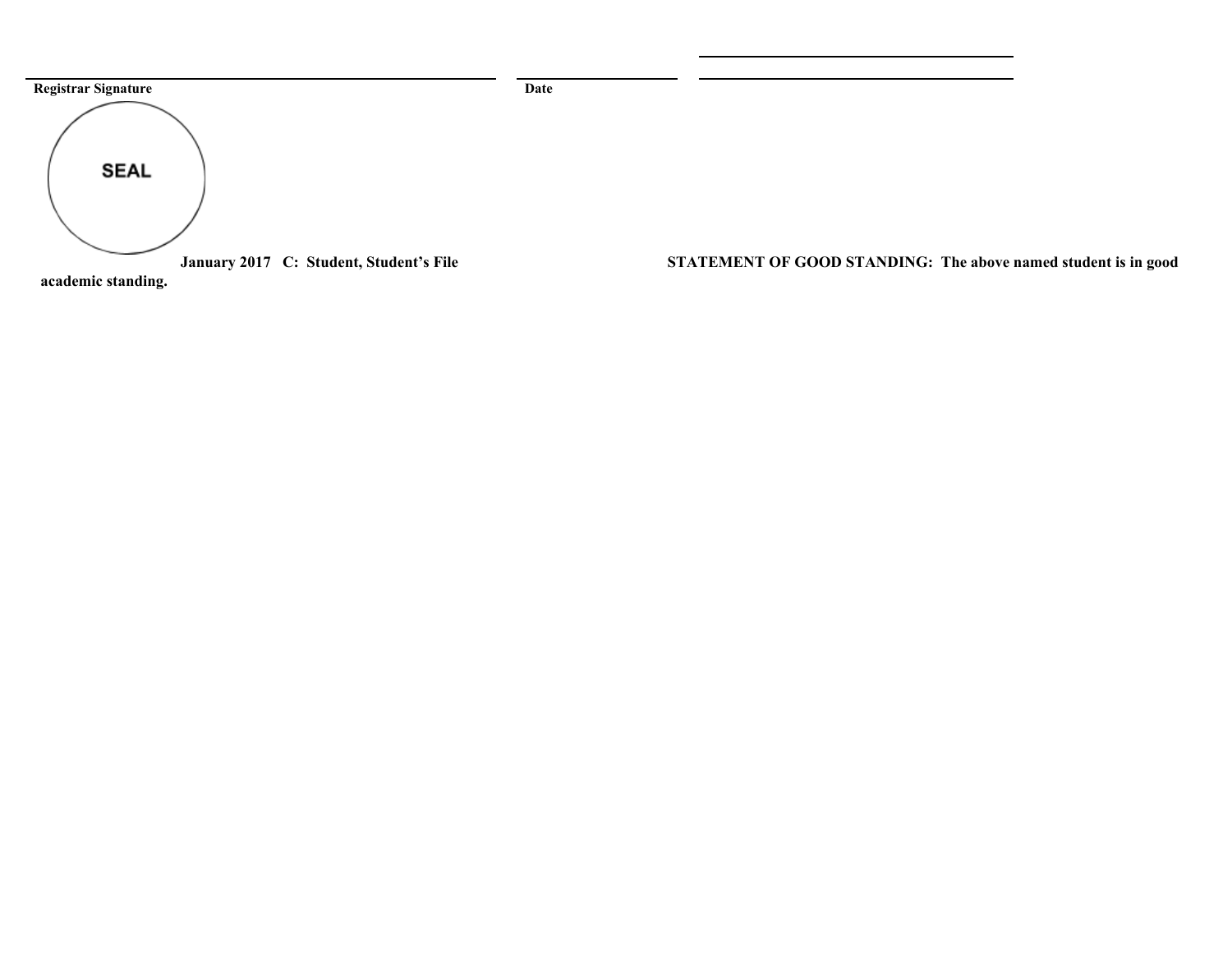**Registrar Signature** **Date**

SEAL

**January 2017 C: Student, Student's File**

**STATEMENT OF GOOD STANDING: The above named student is in good academic standing.**